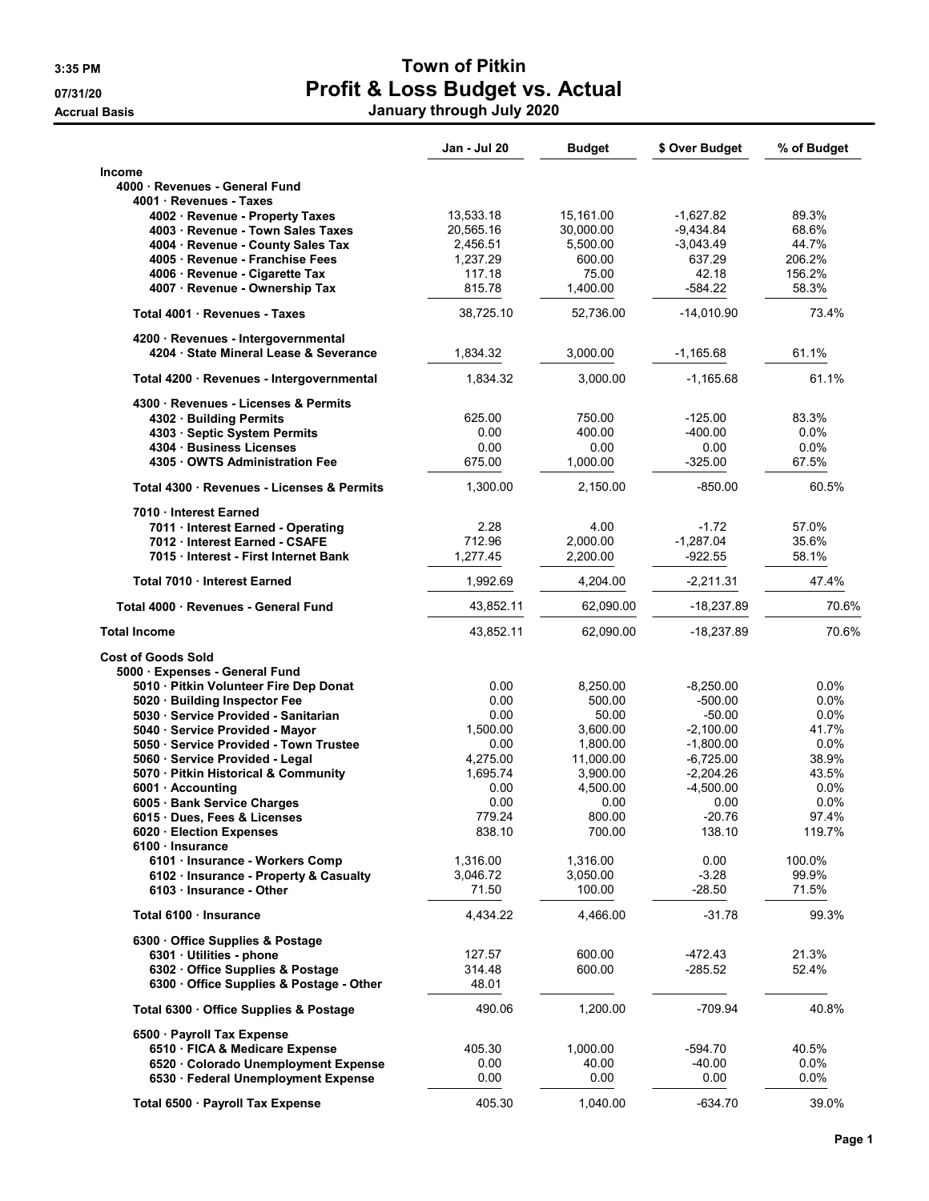# Town of Pitkin

## Profit & Loss Budget vs. Actual

### January through July 2020

3:35 PM
07/31/20
Accrual Basis

| | Jan - Jul 20 | Budget | $ Over Budget | % of Budget |
|---|---|---|---|---|
| **Income** | | | | |
| 4000 · Revenues - General Fund | | | | |
| 4001 · Revenues - Taxes | | | | |
| 4002 · Revenue - Property Taxes | 13,533.18 | 15,161.00 | -1,627.82 | 89.3% |
| 4003 · Revenue - Town Sales Taxes | 20,565.16 | 30,000.00 | -9,434.84 | 68.6% |
| 4004 · Revenue - County Sales Tax | 2,456.51 | 5,500.00 | -3,043.49 | 44.7% |
| 4005 · Revenue - Franchise Fees | 1,237.29 | 600.00 | 637.29 | 206.2% |
| 4006 · Revenue - Cigarette Tax | 117.18 | 75.00 | 42.18 | 156.2% |
| 4007 · Revenue - Ownership Tax | 815.78 | 1,400.00 | -584.22 | 58.3% |
| Total 4001 · Revenues - Taxes | 38,725.10 | 52,736.00 | -14,010.90 | 73.4% |
| 4200 · Revenues - Intergovernmental | | | | |
| 4204 · State Mineral Lease & Severance | 1,834.32 | 3,000.00 | -1,165.68 | 61.1% |
| Total 4200 · Revenues - Intergovernmental | 1,834.32 | 3,000.00 | -1,165.68 | 61.1% |
| 4300 · Revenues - Licenses & Permits | | | | |
| 4302 · Building Permits | 625.00 | 750.00 | -125.00 | 83.3% |
| 4303 · Septic System Permits | 0.00 | 400.00 | -400.00 | 0.0% |
| 4304 · Business Licenses | 0.00 | 0.00 | 0.00 | 0.0% |
| 4305 · OWTS Administration Fee | 675.00 | 1,000.00 | -325.00 | 67.5% |
| Total 4300 · Revenues - Licenses & Permits | 1,300.00 | 2,150.00 | -850.00 | 60.5% |
| 7010 · Interest Earned | | | | |
| 7011 · Interest Earned - Operating | 2.28 | 4.00 | -1.72 | 57.0% |
| 7012 · Interest Earned - CSAFE | 712.96 | 2,000.00 | -1,287.04 | 35.6% |
| 7015 · Interest - First Internet Bank | 1,277.45 | 2,200.00 | -922.55 | 58.1% |
| Total 7010 · Interest Earned | 1,992.69 | 4,204.00 | -2,211.31 | 47.4% |
| Total 4000 · Revenues - General Fund | 43,852.11 | 62,090.00 | -18,237.89 | 70.6% |
| **Total Income** | 43,852.11 | 62,090.00 | -18,237.89 | 70.6% |
| **Cost of Goods Sold** | | | | |
| 5000 · Expenses - General Fund | | | | |
| 5010 · Pitkin Volunteer Fire Dep Donat | 0.00 | 8,250.00 | -8,250.00 | 0.0% |
| 5020 · Building Inspector Fee | 0.00 | 500.00 | -500.00 | 0.0% |
| 5030 · Service Provided - Sanitarian | 0.00 | 50.00 | -50.00 | 0.0% |
| 5040 · Service Provided - Mayor | 1,500.00 | 3,600.00 | -2,100.00 | 41.7% |
| 5050 · Service Provided - Town Trustee | 0.00 | 1,800.00 | -1,800.00 | 0.0% |
| 5060 · Service Provided - Legal | 4,275.00 | 11,000.00 | -6,725.00 | 38.9% |
| 5070 · Pitkin Historical & Community | 1,695.74 | 3,900.00 | -2,204.26 | 43.5% |
| 6001 · Accounting | 0.00 | 4,500.00 | -4,500.00 | 0.0% |
| 6005 · Bank Service Charges | 0.00 | 0.00 | 0.00 | 0.0% |
| 6015 · Dues, Fees & Licenses | 779.24 | 800.00 | -20.76 | 97.4% |
| 6020 · Election Expenses | 838.10 | 700.00 | 138.10 | 119.7% |
| 6100 · Insurance | | | | |
| 6101 · Insurance - Workers Comp | 1,316.00 | 1,316.00 | 0.00 | 100.0% |
| 6102 · Insurance - Property & Casualty | 3,046.72 | 3,050.00 | -3.28 | 99.9% |
| 6103 · Insurance - Other | 71.50 | 100.00 | -28.50 | 71.5% |
| Total 6100 · Insurance | 4,434.22 | 4,466.00 | -31.78 | 99.3% |
| 6300 · Office Supplies & Postage | | | | |
| 6301 · Utilities - phone | 127.57 | 600.00 | -472.43 | 21.3% |
| 6302 · Office Supplies & Postage | 314.48 | 600.00 | -285.52 | 52.4% |
| 6300 · Office Supplies & Postage - Other | 48.01 | | | |
| Total 6300 · Office Supplies & Postage | 490.06 | 1,200.00 | -709.94 | 40.8% |
| 6500 · Payroll Tax Expense | | | | |
| 6510 · FICA & Medicare Expense | 405.30 | 1,000.00 | -594.70 | 40.5% |
| 6520 · Colorado Unemployment Expense | 0.00 | 40.00 | -40.00 | 0.0% |
| 6530 · Federal Unemployment Expense | 0.00 | 0.00 | 0.00 | 0.0% |
| Total 6500 · Payroll Tax Expense | 405.30 | 1,040.00 | -634.70 | 39.0% |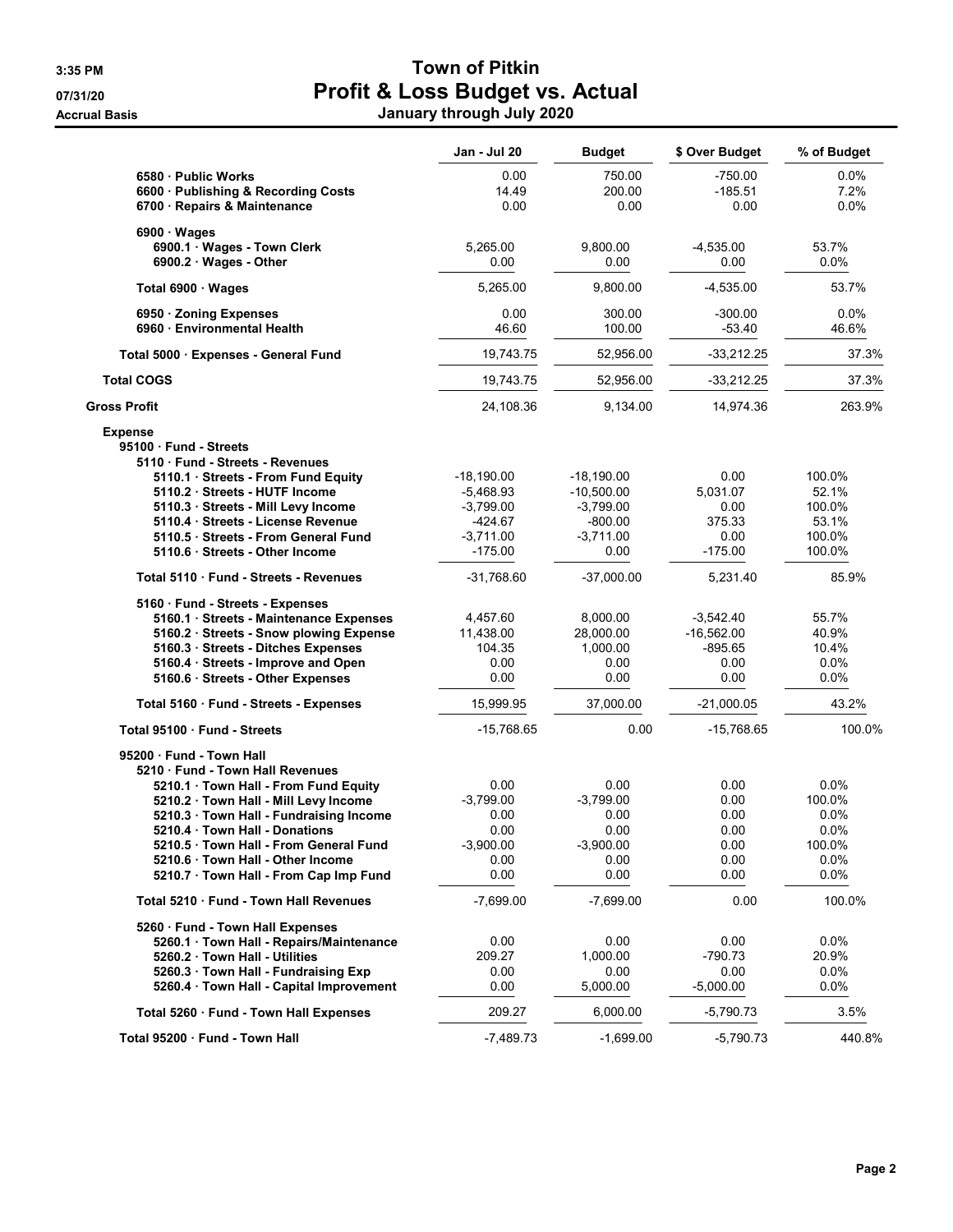# Town of Pitkin
## Profit & Loss Budget vs. Actual
### January through July 2020

Accrual Basis

| | Jan - Jul 20 | Budget | $ Over Budget | % of Budget |
|---|---|---|---|---|
| 6580 · Public Works | 0.00 | 750.00 | -750.00 | 0.0% |
| 6600 · Publishing & Recording Costs | 14.49 | 200.00 | -185.51 | 7.2% |
| 6700 · Repairs & Maintenance | 0.00 | 0.00 | 0.00 | 0.0% |
| 6900 · Wages | | | | |
| 6900.1 · Wages - Town Clerk | 5,265.00 | 9,800.00 | -4,535.00 | 53.7% |
| 6900.2 · Wages - Other | 0.00 | 0.00 | 0.00 | 0.0% |
| Total 6900 · Wages | 5,265.00 | 9,800.00 | -4,535.00 | 53.7% |
| 6950 · Zoning Expenses | 0.00 | 300.00 | -300.00 | 0.0% |
| 6960 · Environmental Health | 46.60 | 100.00 | -53.40 | 46.6% |
| Total 5000 · Expenses - General Fund | 19,743.75 | 52,956.00 | -33,212.25 | 37.3% |
| Total COGS | 19,743.75 | 52,956.00 | -33,212.25 | 37.3% |
| Gross Profit | 24,108.36 | 9,134.00 | 14,974.36 | 263.9% |
| Expense | | | | |
| 95100 · Fund - Streets | | | | |
| 5110 · Fund - Streets - Revenues | | | | |
| 5110.1 · Streets - From Fund Equity | -18,190.00 | -18,190.00 | 0.00 | 100.0% |
| 5110.2 · Streets - HUTF Income | -5,468.93 | -10,500.00 | 5,031.07 | 52.1% |
| 5110.3 · Streets - Mill Levy Income | -3,799.00 | -3,799.00 | 0.00 | 100.0% |
| 5110.4 · Streets - License Revenue | -424.67 | -800.00 | 375.33 | 53.1% |
| 5110.5 · Streets - From General Fund | -3,711.00 | -3,711.00 | 0.00 | 100.0% |
| 5110.6 · Streets - Other Income | -175.00 | 0.00 | -175.00 | 100.0% |
| Total 5110 · Fund - Streets - Revenues | -31,768.60 | -37,000.00 | 5,231.40 | 85.9% |
| 5160 · Fund - Streets - Expenses | | | | |
| 5160.1 · Streets - Maintenance Expenses | 4,457.60 | 8,000.00 | -3,542.40 | 55.7% |
| 5160.2 · Streets - Snow plowing Expense | 11,438.00 | 28,000.00 | -16,562.00 | 40.9% |
| 5160.3 · Streets - Ditches Expenses | 104.35 | 1,000.00 | -895.65 | 10.4% |
| 5160.4 · Streets - Improve and Open | 0.00 | 0.00 | 0.00 | 0.0% |
| 5160.6 · Streets - Other Expenses | 0.00 | 0.00 | 0.00 | 0.0% |
| Total 5160 · Fund - Streets - Expenses | 15,999.95 | 37,000.00 | -21,000.05 | 43.2% |
| Total 95100 · Fund - Streets | -15,768.65 | 0.00 | -15,768.65 | 100.0% |
| 95200 · Fund - Town Hall | | | | |
| 5210 · Fund - Town Hall Revenues | | | | |
| 5210.1 · Town Hall - From Fund Equity | 0.00 | 0.00 | 0.00 | 0.0% |
| 5210.2 · Town Hall - Mill Levy Income | -3,799.00 | -3,799.00 | 0.00 | 100.0% |
| 5210.3 · Town Hall - Fundraising Income | 0.00 | 0.00 | 0.00 | 0.0% |
| 5210.4 · Town Hall - Donations | 0.00 | 0.00 | 0.00 | 0.0% |
| 5210.5 · Town Hall - From General Fund | -3,900.00 | -3,900.00 | 0.00 | 100.0% |
| 5210.6 · Town Hall - Other Income | 0.00 | 0.00 | 0.00 | 0.0% |
| 5210.7 · Town Hall - From Cap Imp Fund | 0.00 | 0.00 | 0.00 | 0.0% |
| Total 5210 · Fund - Town Hall Revenues | -7,699.00 | -7,699.00 | 0.00 | 100.0% |
| 5260 · Fund - Town Hall Expenses | | | | |
| 5260.1 · Town Hall - Repairs/Maintenance | 0.00 | 0.00 | 0.00 | 0.0% |
| 5260.2 · Town Hall - Utilities | 209.27 | 1,000.00 | -790.73 | 20.9% |
| 5260.3 · Town Hall - Fundraising Exp | 0.00 | 0.00 | 0.00 | 0.0% |
| 5260.4 · Town Hall - Capital Improvement | 0.00 | 5,000.00 | -5,000.00 | 0.0% |
| Total 5260 · Fund - Town Hall Expenses | 209.27 | 6,000.00 | -5,790.73 | 3.5% |
| Total 95200 · Fund - Town Hall | -7,489.73 | -1,699.00 | -5,790.73 | 440.8% |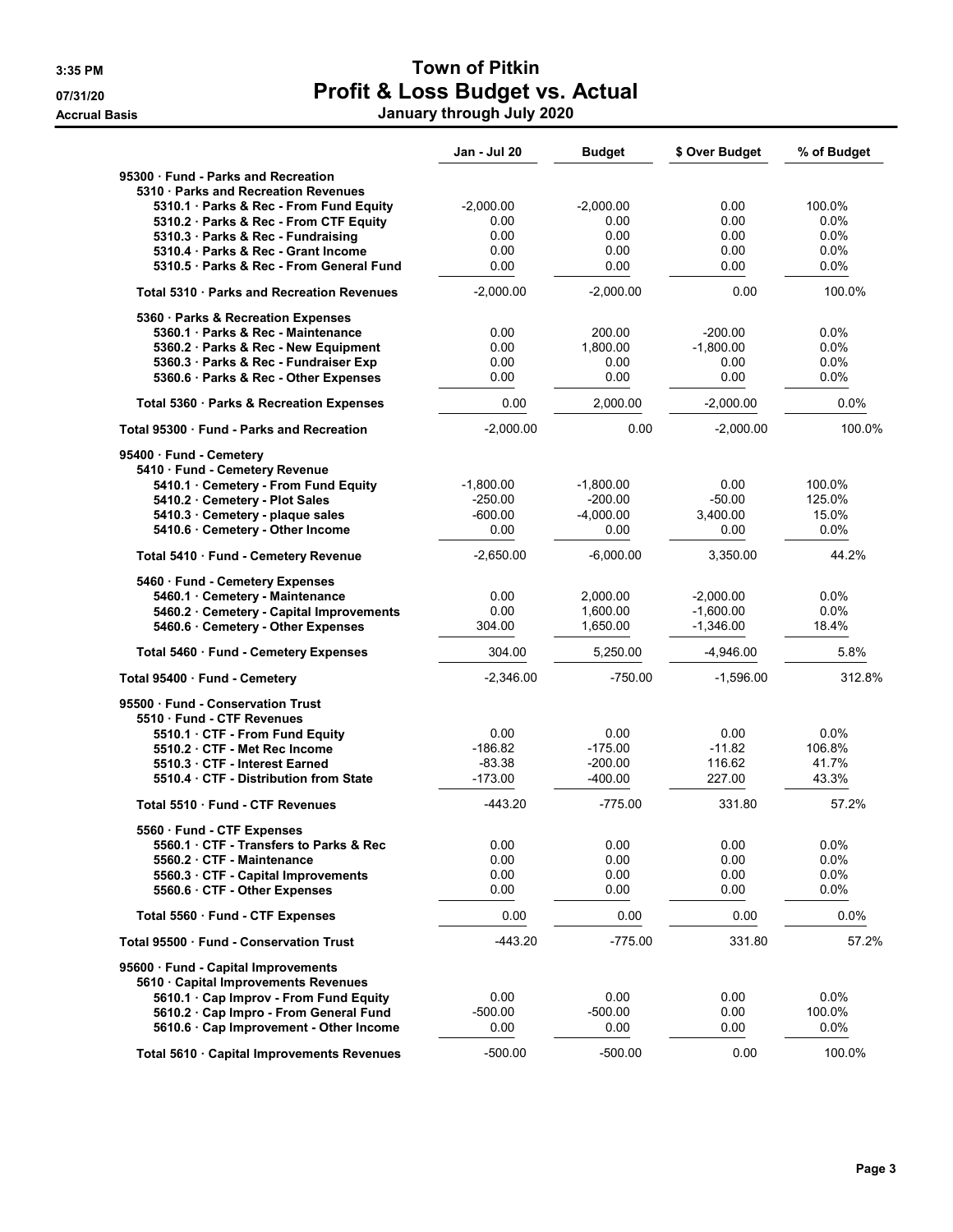# Town of Pitkin

## Profit & Loss Budget vs. Actual

### January through July 2020

Accrual Basis

| | Jan - Jul 20 | Budget | $ Over Budget | % of Budget |
|---|---|---|---|---|
| **95300 · Fund - Parks and Recreation** | | | | |
| **5310 · Parks and Recreation Revenues** | | | | |
| 5310.1 · Parks & Rec - From Fund Equity | -2,000.00 | -2,000.00 | 0.00 | 100.0% |
| 5310.2 · Parks & Rec - From CTF Equity | 0.00 | 0.00 | 0.00 | 0.0% |
| 5310.3 · Parks & Rec - Fundraising | 0.00 | 0.00 | 0.00 | 0.0% |
| 5310.4 · Parks & Rec - Grant Income | 0.00 | 0.00 | 0.00 | 0.0% |
| 5310.5 · Parks & Rec - From General Fund | 0.00 | 0.00 | 0.00 | 0.0% |
| **Total 5310 · Parks and Recreation Revenues** | -2,000.00 | -2,000.00 | 0.00 | 100.0% |
| **5360 · Parks & Recreation Expenses** | | | | |
| 5360.1 · Parks & Rec - Maintenance | 0.00 | 200.00 | -200.00 | 0.0% |
| 5360.2 · Parks & Rec - New Equipment | 0.00 | 1,800.00 | -1,800.00 | 0.0% |
| 5360.3 · Parks & Rec - Fundraiser Exp | 0.00 | 0.00 | 0.00 | 0.0% |
| 5360.6 · Parks & Rec - Other Expenses | 0.00 | 0.00 | 0.00 | 0.0% |
| **Total 5360 · Parks & Recreation Expenses** | 0.00 | 2,000.00 | -2,000.00 | 0.0% |
| **Total 95300 · Fund - Parks and Recreation** | -2,000.00 | 0.00 | -2,000.00 | 100.0% |
| **95400 · Fund - Cemetery** | | | | |
| **5410 · Fund - Cemetery Revenue** | | | | |
| 5410.1 · Cemetery - From Fund Equity | -1,800.00 | -1,800.00 | 0.00 | 100.0% |
| 5410.2 · Cemetery - Plot Sales | -250.00 | -200.00 | -50.00 | 125.0% |
| 5410.3 · Cemetery - plaque sales | -600.00 | -4,000.00 | 3,400.00 | 15.0% |
| 5410.6 · Cemetery - Other Income | 0.00 | 0.00 | 0.00 | 0.0% |
| **Total 5410 · Fund - Cemetery Revenue** | -2,650.00 | -6,000.00 | 3,350.00 | 44.2% |
| **5460 · Fund - Cemetery Expenses** | | | | |
| 5460.1 · Cemetery - Maintenance | 0.00 | 2,000.00 | -2,000.00 | 0.0% |
| 5460.2 · Cemetery - Capital Improvements | 0.00 | 1,600.00 | -1,600.00 | 0.0% |
| 5460.6 · Cemetery - Other Expenses | 304.00 | 1,650.00 | -1,346.00 | 18.4% |
| **Total 5460 · Fund - Cemetery Expenses** | 304.00 | 5,250.00 | -4,946.00 | 5.8% |
| **Total 95400 · Fund - Cemetery** | -2,346.00 | -750.00 | -1,596.00 | 312.8% |
| **95500 · Fund - Conservation Trust** | | | | |
| **5510 · Fund - CTF Revenues** | | | | |
| 5510.1 · CTF - From Fund Equity | 0.00 | 0.00 | 0.00 | 0.0% |
| 5510.2 · CTF - Met Rec Income | -186.82 | -175.00 | -11.82 | 106.8% |
| 5510.3 · CTF - Interest Earned | -83.38 | -200.00 | 116.62 | 41.7% |
| 5510.4 · CTF - Distribution from State | -173.00 | -400.00 | 227.00 | 43.3% |
| **Total 5510 · Fund - CTF Revenues** | -443.20 | -775.00 | 331.80 | 57.2% |
| **5560 · Fund - CTF Expenses** | | | | |
| 5560.1 · CTF - Transfers to Parks & Rec | 0.00 | 0.00 | 0.00 | 0.0% |
| 5560.2 · CTF - Maintenance | 0.00 | 0.00 | 0.00 | 0.0% |
| 5560.3 · CTF - Capital Improvements | 0.00 | 0.00 | 0.00 | 0.0% |
| 5560.6 · CTF - Other Expenses | 0.00 | 0.00 | 0.00 | 0.0% |
| **Total 5560 · Fund - CTF Expenses** | 0.00 | 0.00 | 0.00 | 0.0% |
| **Total 95500 · Fund - Conservation Trust** | -443.20 | -775.00 | 331.80 | 57.2% |
| **95600 · Fund - Capital Improvements** | | | | |
| **5610 · Capital Improvements Revenues** | | | | |
| 5610.1 · Cap Improv - From Fund Equity | 0.00 | 0.00 | 0.00 | 0.0% |
| 5610.2 · Cap Impro - From General Fund | -500.00 | -500.00 | 0.00 | 100.0% |
| 5610.6 · Cap Improvement - Other Income | 0.00 | 0.00 | 0.00 | 0.0% |
| **Total 5610 · Capital Improvements Revenues** | -500.00 | -500.00 | 0.00 | 100.0% |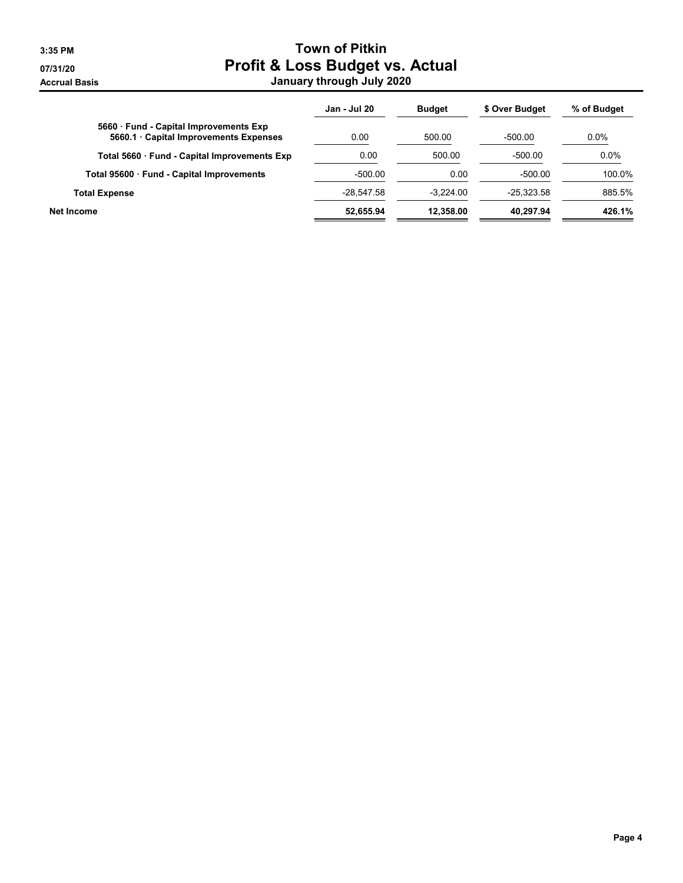# Town of Pitkin
## Profit & Loss Budget vs. Actual
### January through July 2020

3:35 PM
07/31/20
Accrual Basis

| | Jan - Jul 20 | Budget | $ Over Budget | % of Budget |
|---|---|---|---|---|
| 5660 · Fund - Capital Improvements Exp | | | | |
| 5660.1 · Capital Improvements Expenses | 0.00 | 500.00 | -500.00 | 0.0% |
| Total 5660 · Fund - Capital Improvements Exp | 0.00 | 500.00 | -500.00 | 0.0% |
| Total 95600 · Fund - Capital Improvements | -500.00 | 0.00 | -500.00 | 100.0% |
| Total Expense | -28,547.58 | -3,224.00 | -25,323.58 | 885.5% |
| **Net Income** | **52,655.94** | **12,358.00** | **40,297.94** | **426.1%** |